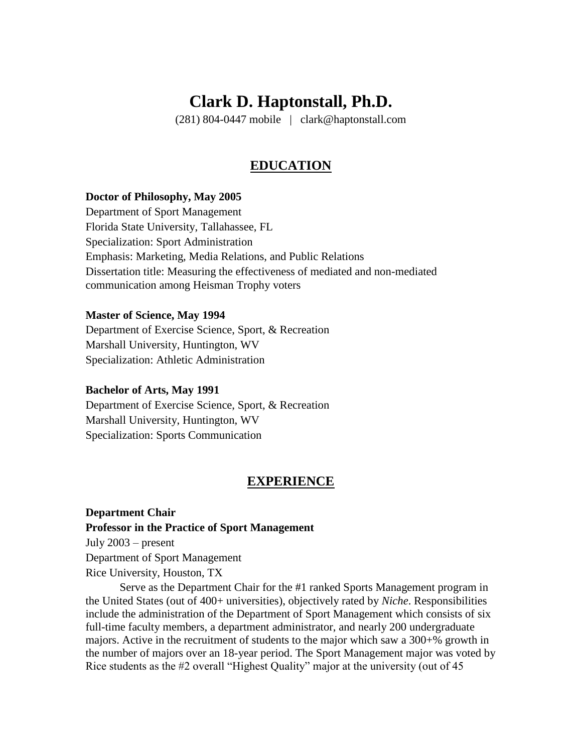# Clark D. Haptonstall, Ph.D.

(281) 804-0447 mobile | clark@haptonstall.com

## EDUCATION

**Doctor of Philosophy, May 2005**
Department of Sport Management
Florida State University, Tallahassee, FL
Specialization: Sport Administration
Emphasis: Marketing, Media Relations, and Public Relations
Dissertation title: Measuring the effectiveness of mediated and non-mediated communication among Heisman Trophy voters

**Master of Science, May 1994**
Department of Exercise Science, Sport, & Recreation
Marshall University, Huntington, WV
Specialization: Athletic Administration

**Bachelor of Arts, May 1991**
Department of Exercise Science, Sport, & Recreation
Marshall University, Huntington, WV
Specialization: Sports Communication

## EXPERIENCE

**Department Chair**
**Professor in the Practice of Sport Management**
July 2003 – present
Department of Sport Management
Rice University, Houston, TX

Serve as the Department Chair for the #1 ranked Sports Management program in the United States (out of 400+ universities), objectively rated by *Niche*. Responsibilities include the administration of the Department of Sport Management which consists of six full-time faculty members, a department administrator, and nearly 200 undergraduate majors. Active in the recruitment of students to the major which saw a 300+% growth in the number of majors over an 18-year period. The Sport Management major was voted by Rice students as the #2 overall "Highest Quality" major at the university (out of 45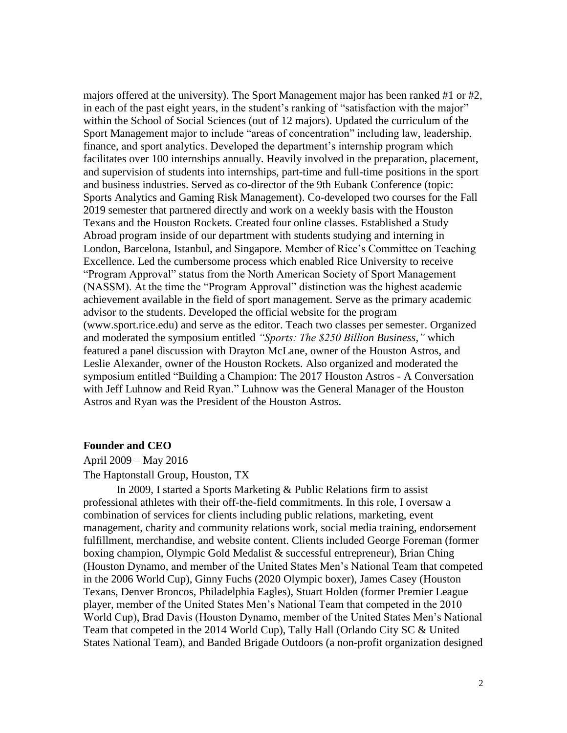majors offered at the university). The Sport Management major has been ranked #1 or #2, in each of the past eight years, in the student's ranking of "satisfaction with the major" within the School of Social Sciences (out of 12 majors). Updated the curriculum of the Sport Management major to include "areas of concentration" including law, leadership, finance, and sport analytics. Developed the department's internship program which facilitates over 100 internships annually. Heavily involved in the preparation, placement, and supervision of students into internships, part-time and full-time positions in the sport and business industries. Served as co-director of the 9th Eubank Conference (topic: Sports Analytics and Gaming Risk Management). Co-developed two courses for the Fall 2019 semester that partnered directly and work on a weekly basis with the Houston Texans and the Houston Rockets. Created four online classes. Established a Study Abroad program inside of our department with students studying and interning in London, Barcelona, Istanbul, and Singapore. Member of Rice's Committee on Teaching Excellence. Led the cumbersome process which enabled Rice University to receive "Program Approval" status from the North American Society of Sport Management (NASSM). At the time the "Program Approval" distinction was the highest academic achievement available in the field of sport management. Serve as the primary academic advisor to the students. Developed the official website for the program (www.sport.rice.edu) and serve as the editor. Teach two classes per semester. Organized and moderated the symposium entitled *"Sports: The $250 Billion Business,"* which featured a panel discussion with Drayton McLane, owner of the Houston Astros, and Leslie Alexander, owner of the Houston Rockets. Also organized and moderated the symposium entitled "Building a Champion: The 2017 Houston Astros - A Conversation with Jeff Luhnow and Reid Ryan." Luhnow was the General Manager of the Houston Astros and Ryan was the President of the Houston Astros.

**Founder and CEO**

April 2009 – May 2016

The Haptonstall Group, Houston, TX

In 2009, I started a Sports Marketing & Public Relations firm to assist professional athletes with their off-the-field commitments. In this role, I oversaw a combination of services for clients including public relations, marketing, event management, charity and community relations work, social media training, endorsement fulfillment, merchandise, and website content. Clients included George Foreman (former boxing champion, Olympic Gold Medalist & successful entrepreneur), Brian Ching (Houston Dynamo, and member of the United States Men's National Team that competed in the 2006 World Cup), Ginny Fuchs (2020 Olympic boxer), James Casey (Houston Texans, Denver Broncos, Philadelphia Eagles), Stuart Holden (former Premier League player, member of the United States Men's National Team that competed in the 2010 World Cup), Brad Davis (Houston Dynamo, member of the United States Men's National Team that competed in the 2014 World Cup), Tally Hall (Orlando City SC & United States National Team), and Banded Brigade Outdoors (a non-profit organization designed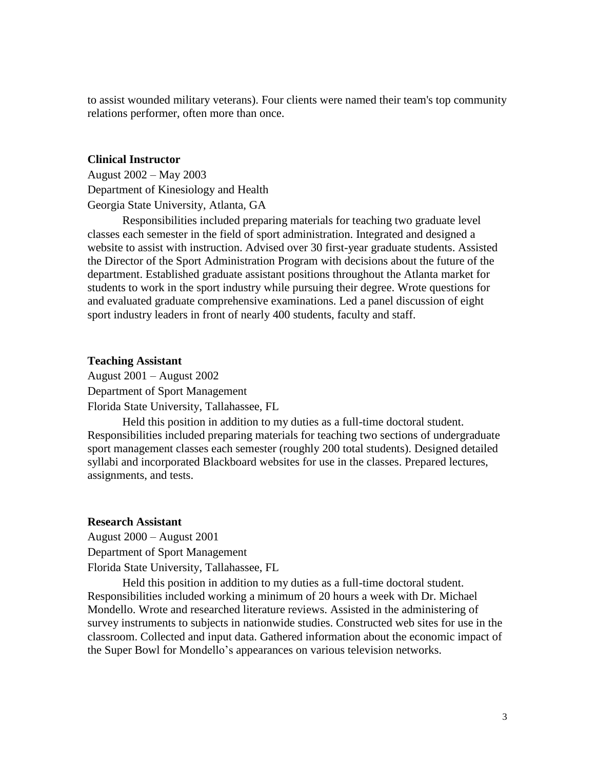to assist wounded military veterans). Four clients were named their team's top community relations performer, often more than once.

**Clinical Instructor**

August 2002 – May 2003

Department of Kinesiology and Health

Georgia State University, Atlanta, GA

Responsibilities included preparing materials for teaching two graduate level classes each semester in the field of sport administration. Integrated and designed a website to assist with instruction. Advised over 30 first-year graduate students. Assisted the Director of the Sport Administration Program with decisions about the future of the department. Established graduate assistant positions throughout the Atlanta market for students to work in the sport industry while pursuing their degree. Wrote questions for and evaluated graduate comprehensive examinations. Led a panel discussion of eight sport industry leaders in front of nearly 400 students, faculty and staff.

**Teaching Assistant**

August 2001 – August 2002

Department of Sport Management

Florida State University, Tallahassee, FL

Held this position in addition to my duties as a full-time doctoral student. Responsibilities included preparing materials for teaching two sections of undergraduate sport management classes each semester (roughly 200 total students). Designed detailed syllabi and incorporated Blackboard websites for use in the classes. Prepared lectures, assignments, and tests.

**Research Assistant**

August 2000 – August 2001

Department of Sport Management

Florida State University, Tallahassee, FL

Held this position in addition to my duties as a full-time doctoral student. Responsibilities included working a minimum of 20 hours a week with Dr. Michael Mondello. Wrote and researched literature reviews. Assisted in the administering of survey instruments to subjects in nationwide studies. Constructed web sites for use in the classroom. Collected and input data. Gathered information about the economic impact of the Super Bowl for Mondello's appearances on various television networks.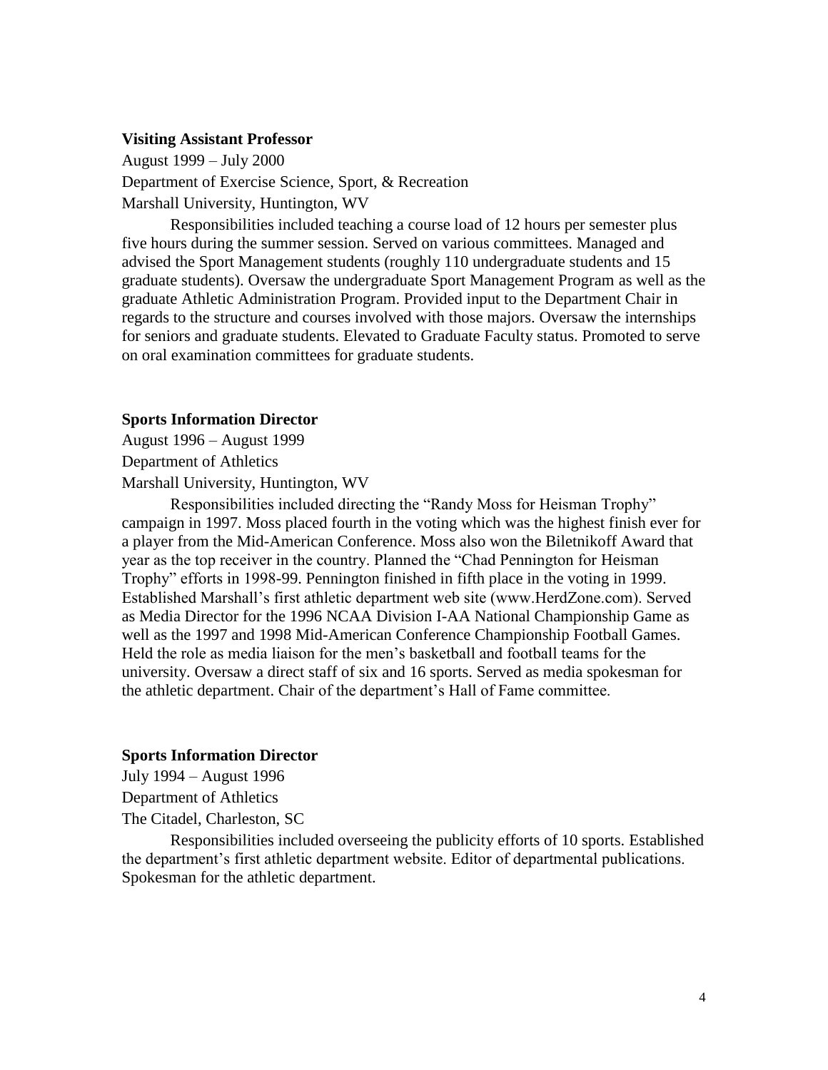**Visiting Assistant Professor**

August 1999 – July 2000

Department of Exercise Science, Sport, & Recreation

Marshall University, Huntington, WV

Responsibilities included teaching a course load of 12 hours per semester plus five hours during the summer session. Served on various committees. Managed and advised the Sport Management students (roughly 110 undergraduate students and 15 graduate students). Oversaw the undergraduate Sport Management Program as well as the graduate Athletic Administration Program. Provided input to the Department Chair in regards to the structure and courses involved with those majors. Oversaw the internships for seniors and graduate students. Elevated to Graduate Faculty status. Promoted to serve on oral examination committees for graduate students.

**Sports Information Director**

August 1996 – August 1999

Department of Athletics

Marshall University, Huntington, WV

Responsibilities included directing the "Randy Moss for Heisman Trophy" campaign in 1997. Moss placed fourth in the voting which was the highest finish ever for a player from the Mid-American Conference. Moss also won the Biletnikoff Award that year as the top receiver in the country. Planned the "Chad Pennington for Heisman Trophy" efforts in 1998-99. Pennington finished in fifth place in the voting in 1999. Established Marshall's first athletic department web site (www.HerdZone.com). Served as Media Director for the 1996 NCAA Division I-AA National Championship Game as well as the 1997 and 1998 Mid-American Conference Championship Football Games. Held the role as media liaison for the men's basketball and football teams for the university. Oversaw a direct staff of six and 16 sports. Served as media spokesman for the athletic department. Chair of the department's Hall of Fame committee.

**Sports Information Director**

July 1994 – August 1996

Department of Athletics

The Citadel, Charleston, SC

Responsibilities included overseeing the publicity efforts of 10 sports. Established the department's first athletic department website. Editor of departmental publications. Spokesman for the athletic department.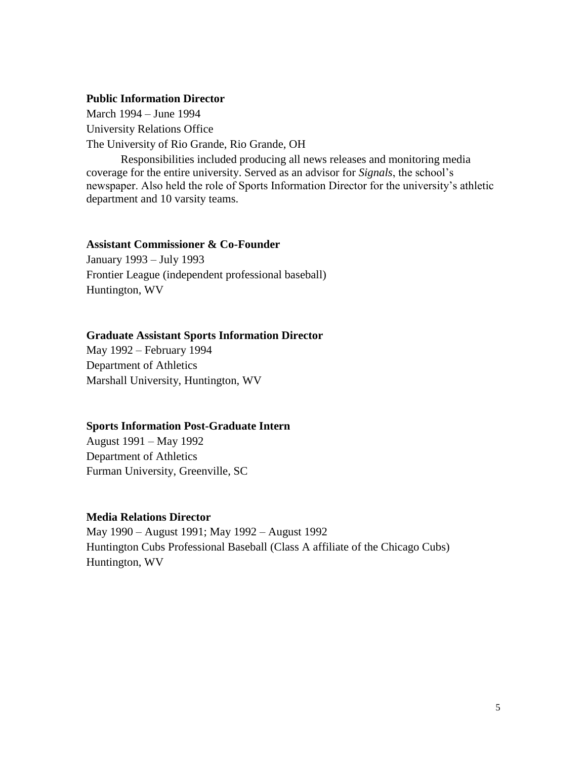**Public Information Director**
March 1994 – June 1994
University Relations Office
The University of Rio Grande, Rio Grande, OH

Responsibilities included producing all news releases and monitoring media coverage for the entire university. Served as an advisor for *Signals*, the school's newspaper. Also held the role of Sports Information Director for the university's athletic department and 10 varsity teams.

**Assistant Commissioner & Co-Founder**
January 1993 – July 1993
Frontier League (independent professional baseball)
Huntington, WV

**Graduate Assistant Sports Information Director**
May 1992 – February 1994
Department of Athletics
Marshall University, Huntington, WV

**Sports Information Post-Graduate Intern**
August 1991 – May 1992
Department of Athletics
Furman University, Greenville, SC

**Media Relations Director**
May 1990 – August 1991; May 1992 – August 1992
Huntington Cubs Professional Baseball (Class A affiliate of the Chicago Cubs)
Huntington, WV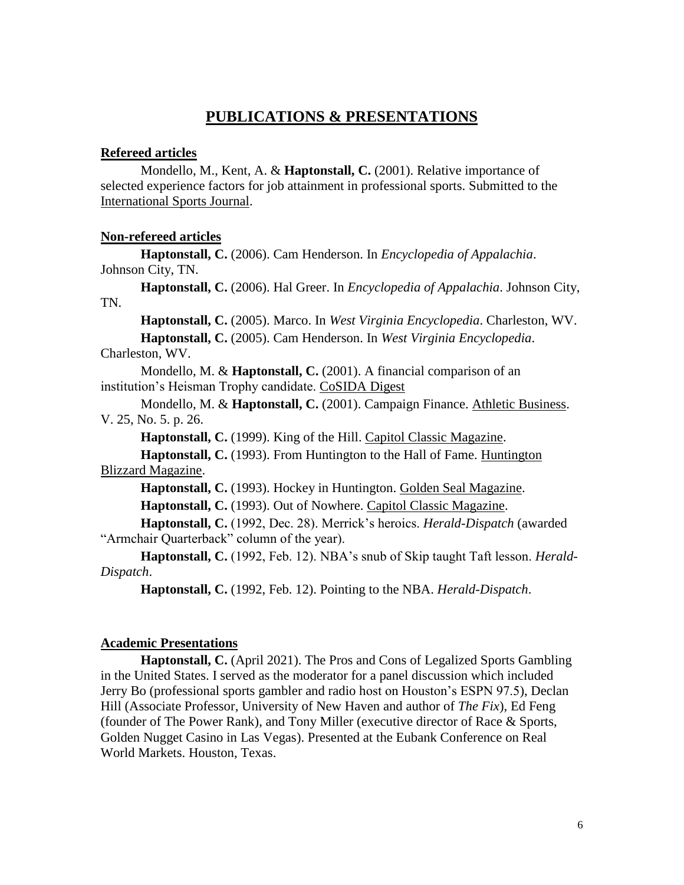# PUBLICATIONS & PRESENTATIONS

## Refereed articles

Mondello, M., Kent, A. & **Haptonstall, C.** (2001). Relative importance of selected experience factors for job attainment in professional sports. Submitted to the International Sports Journal.

## Non-refereed articles

**Haptonstall, C.** (2006). Cam Henderson. In *Encyclopedia of Appalachia*. Johnson City, TN.

**Haptonstall, C.** (2006). Hal Greer. In *Encyclopedia of Appalachia*. Johnson City, TN.

**Haptonstall, C.** (2005). Marco. In *West Virginia Encyclopedia*. Charleston, WV.

**Haptonstall, C.** (2005). Cam Henderson. In *West Virginia Encyclopedia*. Charleston, WV.

Mondello, M. & **Haptonstall, C.** (2001). A financial comparison of an institution's Heisman Trophy candidate. CoSIDA Digest

Mondello, M. & **Haptonstall, C.** (2001). Campaign Finance. Athletic Business. V. 25, No. 5. p. 26.

**Haptonstall, C.** (1999). King of the Hill. Capitol Classic Magazine.

**Haptonstall, C.** (1993). From Huntington to the Hall of Fame. Huntington Blizzard Magazine.

**Haptonstall, C.** (1993). Hockey in Huntington. Golden Seal Magazine.

**Haptonstall, C.** (1993). Out of Nowhere. Capitol Classic Magazine.

**Haptonstall, C.** (1992, Dec. 28). Merrick's heroics. *Herald-Dispatch* (awarded "Armchair Quarterback" column of the year).

**Haptonstall, C.** (1992, Feb. 12). NBA's snub of Skip taught Taft lesson. *Herald-Dispatch*.

**Haptonstall, C.** (1992, Feb. 12). Pointing to the NBA. *Herald-Dispatch*.

## Academic Presentations

**Haptonstall, C.** (April 2021). The Pros and Cons of Legalized Sports Gambling in the United States. I served as the moderator for a panel discussion which included Jerry Bo (professional sports gambler and radio host on Houston's ESPN 97.5), Declan Hill (Associate Professor, University of New Haven and author of *The Fix*), Ed Feng (founder of The Power Rank), and Tony Miller (executive director of Race & Sports, Golden Nugget Casino in Las Vegas). Presented at the Eubank Conference on Real World Markets. Houston, Texas.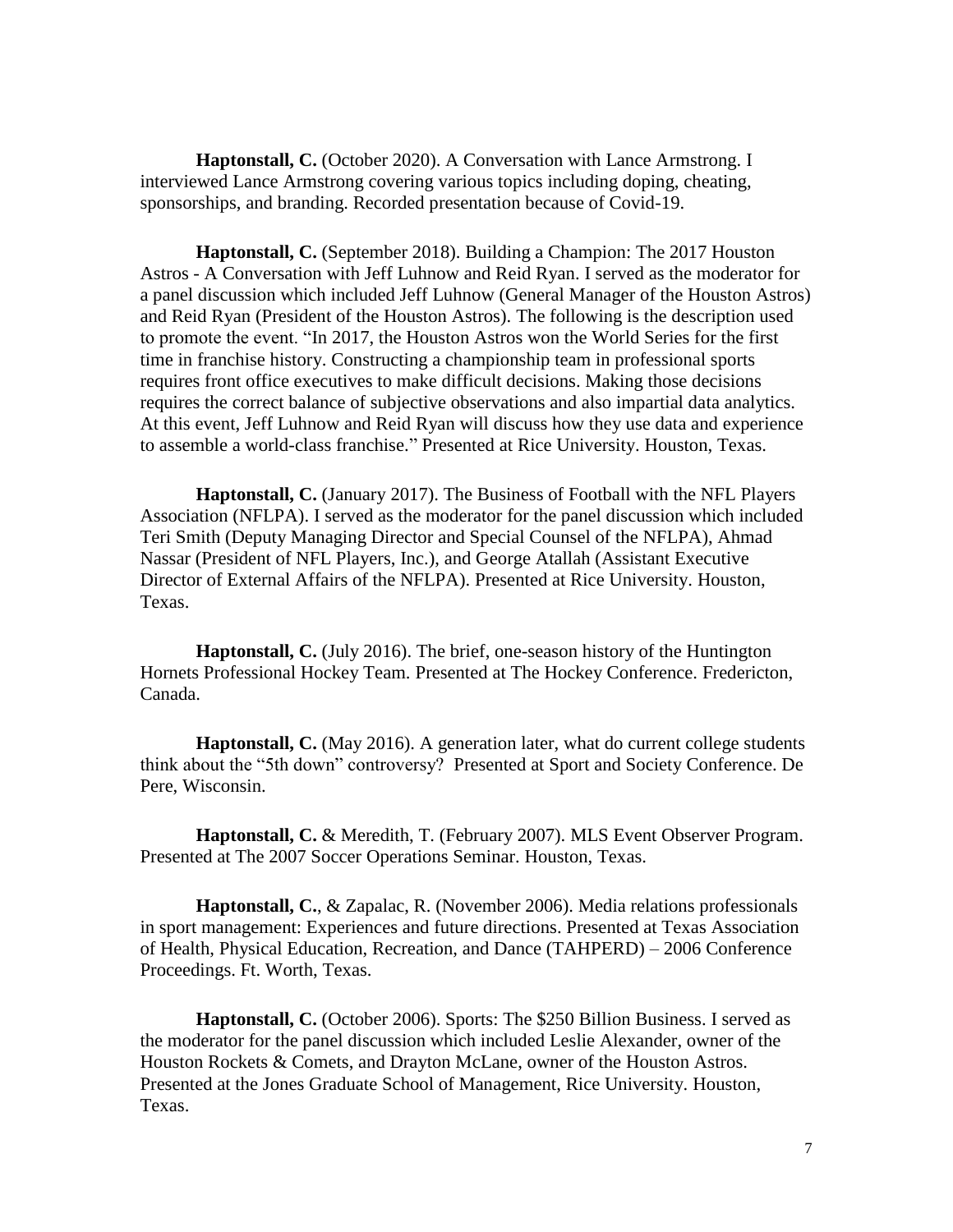**Haptonstall, C.** (October 2020). A Conversation with Lance Armstrong. I interviewed Lance Armstrong covering various topics including doping, cheating, sponsorships, and branding. Recorded presentation because of Covid-19.

**Haptonstall, C.** (September 2018). Building a Champion: The 2017 Houston Astros - A Conversation with Jeff Luhnow and Reid Ryan. I served as the moderator for a panel discussion which included Jeff Luhnow (General Manager of the Houston Astros) and Reid Ryan (President of the Houston Astros). The following is the description used to promote the event. "In 2017, the Houston Astros won the World Series for the first time in franchise history. Constructing a championship team in professional sports requires front office executives to make difficult decisions. Making those decisions requires the correct balance of subjective observations and also impartial data analytics. At this event, Jeff Luhnow and Reid Ryan will discuss how they use data and experience to assemble a world-class franchise." Presented at Rice University. Houston, Texas.

**Haptonstall, C.** (January 2017). The Business of Football with the NFL Players Association (NFLPA). I served as the moderator for the panel discussion which included Teri Smith (Deputy Managing Director and Special Counsel of the NFLPA), Ahmad Nassar (President of NFL Players, Inc.), and George Atallah (Assistant Executive Director of External Affairs of the NFLPA). Presented at Rice University. Houston, Texas.

**Haptonstall, C.** (July 2016). The brief, one-season history of the Huntington Hornets Professional Hockey Team. Presented at The Hockey Conference. Fredericton, Canada.

**Haptonstall, C.** (May 2016). A generation later, what do current college students think about the "5th down" controversy? Presented at Sport and Society Conference. De Pere, Wisconsin.

**Haptonstall, C.** & Meredith, T. (February 2007). MLS Event Observer Program. Presented at The 2007 Soccer Operations Seminar. Houston, Texas.

**Haptonstall, C.**, & Zapalac, R. (November 2006). Media relations professionals in sport management: Experiences and future directions. Presented at Texas Association of Health, Physical Education, Recreation, and Dance (TAHPERD) – 2006 Conference Proceedings. Ft. Worth, Texas.

**Haptonstall, C.** (October 2006). Sports: The $250 Billion Business. I served as the moderator for the panel discussion which included Leslie Alexander, owner of the Houston Rockets & Comets, and Drayton McLane, owner of the Houston Astros. Presented at the Jones Graduate School of Management, Rice University. Houston, Texas.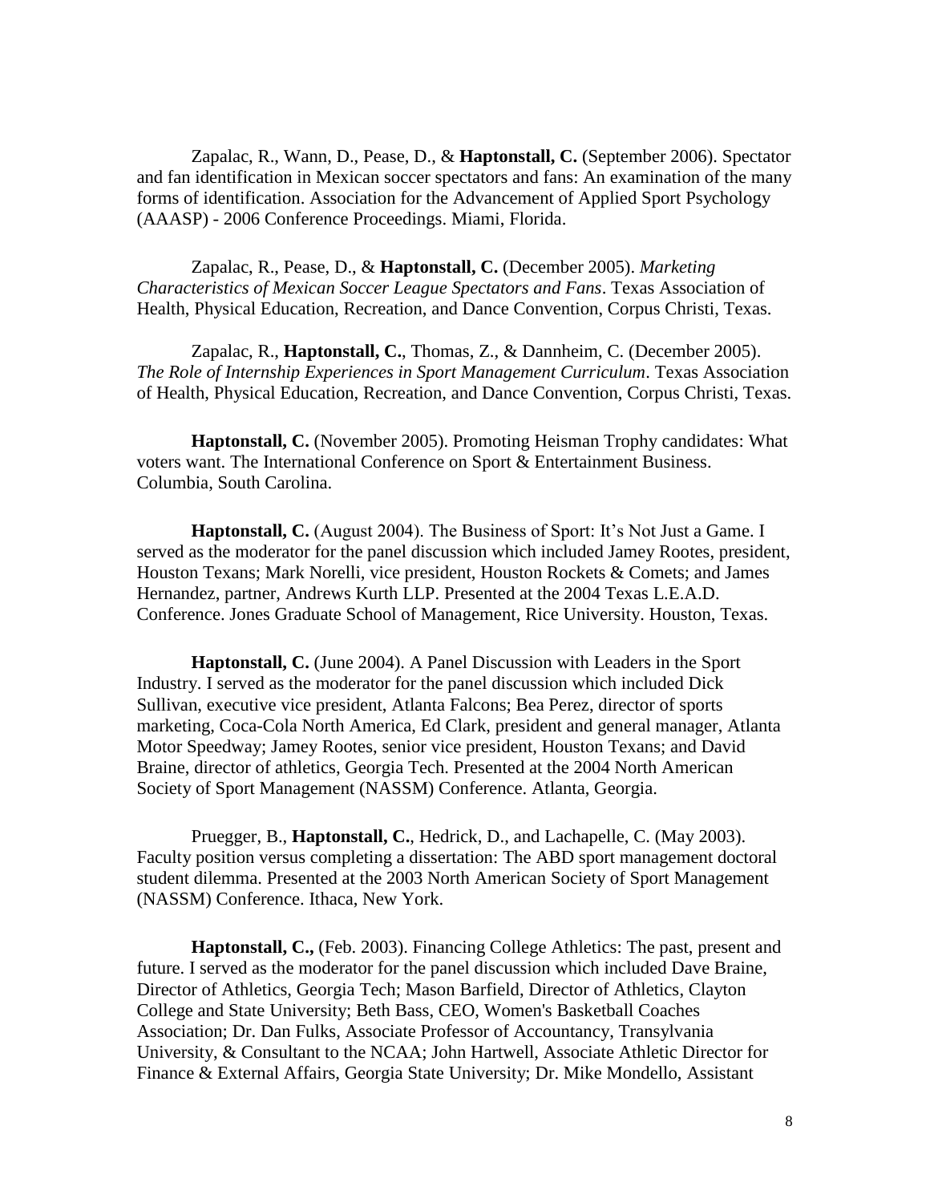Zapalac, R., Wann, D., Pease, D., & **Haptonstall, C.** (September 2006). Spectator and fan identification in Mexican soccer spectators and fans: An examination of the many forms of identification. Association for the Advancement of Applied Sport Psychology (AAASP) - 2006 Conference Proceedings. Miami, Florida.

Zapalac, R., Pease, D., & **Haptonstall, C.** (December 2005). *Marketing Characteristics of Mexican Soccer League Spectators and Fans*. Texas Association of Health, Physical Education, Recreation, and Dance Convention, Corpus Christi, Texas.

Zapalac, R., **Haptonstall, C.**, Thomas, Z., & Dannheim, C. (December 2005). *The Role of Internship Experiences in Sport Management Curriculum*. Texas Association of Health, Physical Education, Recreation, and Dance Convention, Corpus Christi, Texas.

**Haptonstall, C.** (November 2005). Promoting Heisman Trophy candidates: What voters want. The International Conference on Sport & Entertainment Business. Columbia, South Carolina.

**Haptonstall, C.** (August 2004). The Business of Sport: It's Not Just a Game. I served as the moderator for the panel discussion which included Jamey Rootes, president, Houston Texans; Mark Norelli, vice president, Houston Rockets & Comets; and James Hernandez, partner, Andrews Kurth LLP. Presented at the 2004 Texas L.E.A.D. Conference. Jones Graduate School of Management, Rice University. Houston, Texas.

**Haptonstall, C.** (June 2004). A Panel Discussion with Leaders in the Sport Industry. I served as the moderator for the panel discussion which included Dick Sullivan, executive vice president, Atlanta Falcons; Bea Perez, director of sports marketing, Coca-Cola North America, Ed Clark, president and general manager, Atlanta Motor Speedway; Jamey Rootes, senior vice president, Houston Texans; and David Braine, director of athletics, Georgia Tech. Presented at the 2004 North American Society of Sport Management (NASSM) Conference. Atlanta, Georgia.

Pruegger, B., **Haptonstall, C.**, Hedrick, D., and Lachapelle, C. (May 2003). Faculty position versus completing a dissertation: The ABD sport management doctoral student dilemma. Presented at the 2003 North American Society of Sport Management (NASSM) Conference. Ithaca, New York.

**Haptonstall, C.,** (Feb. 2003). Financing College Athletics: The past, present and future. I served as the moderator for the panel discussion which included Dave Braine, Director of Athletics, Georgia Tech; Mason Barfield, Director of Athletics, Clayton College and State University; Beth Bass, CEO, Women's Basketball Coaches Association; Dr. Dan Fulks, Associate Professor of Accountancy, Transylvania University, & Consultant to the NCAA; John Hartwell, Associate Athletic Director for Finance & External Affairs, Georgia State University; Dr. Mike Mondello, Assistant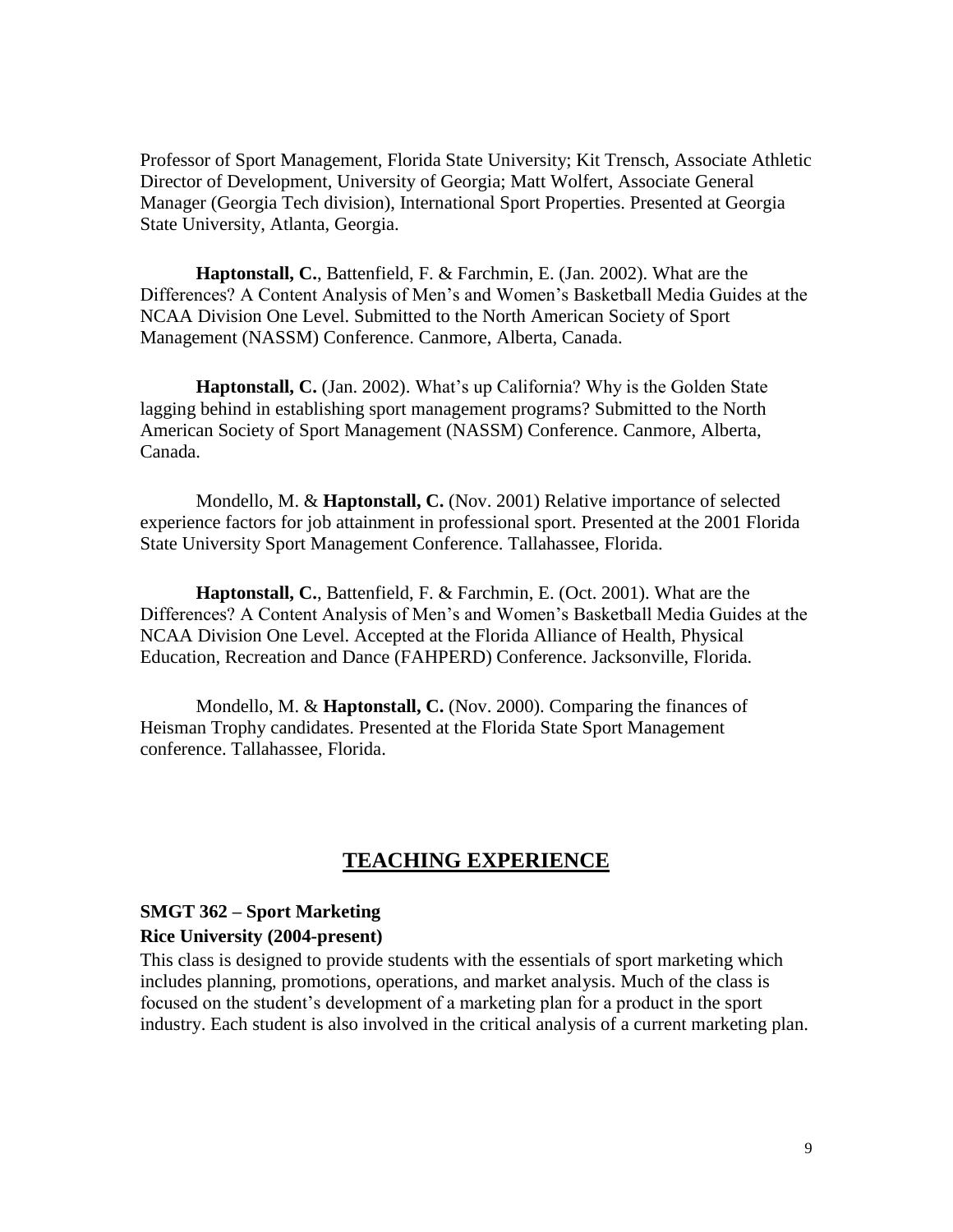Professor of Sport Management, Florida State University; Kit Trensch, Associate Athletic Director of Development, University of Georgia; Matt Wolfert, Associate General Manager (Georgia Tech division), International Sport Properties. Presented at Georgia State University, Atlanta, Georgia.

**Haptonstall, C.**, Battenfield, F. & Farchmin, E. (Jan. 2002). What are the Differences? A Content Analysis of Men's and Women's Basketball Media Guides at the NCAA Division One Level. Submitted to the North American Society of Sport Management (NASSM) Conference. Canmore, Alberta, Canada.

**Haptonstall, C.** (Jan. 2002). What's up California? Why is the Golden State lagging behind in establishing sport management programs? Submitted to the North American Society of Sport Management (NASSM) Conference. Canmore, Alberta, Canada.

Mondello, M. & **Haptonstall, C.** (Nov. 2001) Relative importance of selected experience factors for job attainment in professional sport. Presented at the 2001 Florida State University Sport Management Conference. Tallahassee, Florida.

**Haptonstall, C.**, Battenfield, F. & Farchmin, E. (Oct. 2001). What are the Differences? A Content Analysis of Men's and Women's Basketball Media Guides at the NCAA Division One Level. Accepted at the Florida Alliance of Health, Physical Education, Recreation and Dance (FAHPERD) Conference. Jacksonville, Florida.

Mondello, M. & **Haptonstall, C.** (Nov. 2000). Comparing the finances of Heisman Trophy candidates. Presented at the Florida State Sport Management conference. Tallahassee, Florida.

## TEACHING EXPERIENCE

**SMGT 362 – Sport Marketing**

**Rice University (2004-present)**

This class is designed to provide students with the essentials of sport marketing which includes planning, promotions, operations, and market analysis. Much of the class is focused on the student's development of a marketing plan for a product in the sport industry. Each student is also involved in the critical analysis of a current marketing plan.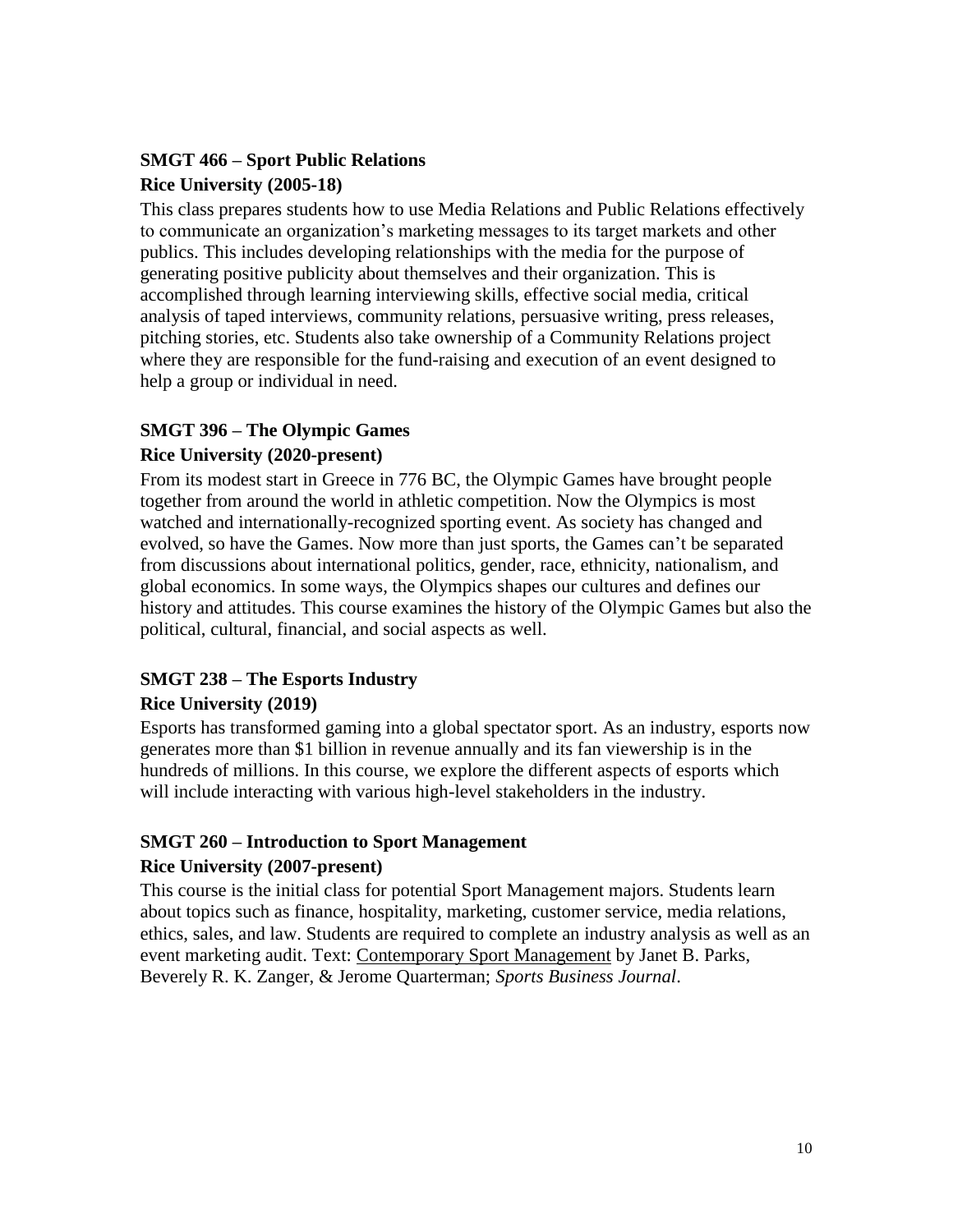### SMGT 466 – Sport Public Relations

**Rice University (2005-18)**

This class prepares students how to use Media Relations and Public Relations effectively to communicate an organization's marketing messages to its target markets and other publics. This includes developing relationships with the media for the purpose of generating positive publicity about themselves and their organization. This is accomplished through learning interviewing skills, effective social media, critical analysis of taped interviews, community relations, persuasive writing, press releases, pitching stories, etc. Students also take ownership of a Community Relations project where they are responsible for the fund-raising and execution of an event designed to help a group or individual in need.

### SMGT 396 – The Olympic Games

**Rice University (2020-present)**

From its modest start in Greece in 776 BC, the Olympic Games have brought people together from around the world in athletic competition. Now the Olympics is most watched and internationally-recognized sporting event. As society has changed and evolved, so have the Games. Now more than just sports, the Games can't be separated from discussions about international politics, gender, race, ethnicity, nationalism, and global economics. In some ways, the Olympics shapes our cultures and defines our history and attitudes. This course examines the history of the Olympic Games but also the political, cultural, financial, and social aspects as well.

### SMGT 238 – The Esports Industry

**Rice University (2019)**

Esports has transformed gaming into a global spectator sport. As an industry, esports now generates more than $1 billion in revenue annually and its fan viewership is in the hundreds of millions. In this course, we explore the different aspects of esports which will include interacting with various high-level stakeholders in the industry.

### SMGT 260 – Introduction to Sport Management

**Rice University (2007-present)**

This course is the initial class for potential Sport Management majors. Students learn about topics such as finance, hospitality, marketing, customer service, media relations, ethics, sales, and law. Students are required to complete an industry analysis as well as an event marketing audit. Text: Contemporary Sport Management by Janet B. Parks, Beverely R. K. Zanger, & Jerome Quarterman; *Sports Business Journal*.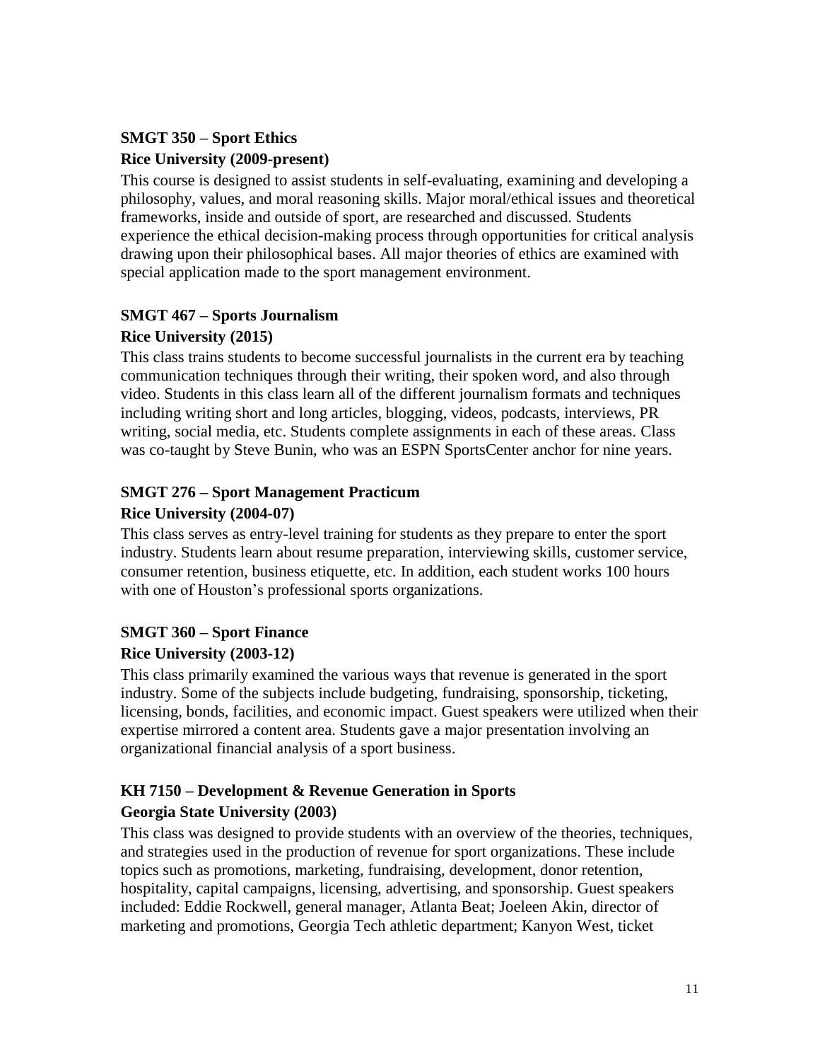**SMGT 350 – Sport Ethics**
**Rice University (2009-present)**

This course is designed to assist students in self-evaluating, examining and developing a philosophy, values, and moral reasoning skills. Major moral/ethical issues and theoretical frameworks, inside and outside of sport, are researched and discussed. Students experience the ethical decision-making process through opportunities for critical analysis drawing upon their philosophical bases. All major theories of ethics are examined with special application made to the sport management environment.

**SMGT 467 – Sports Journalism**
**Rice University (2015)**

This class trains students to become successful journalists in the current era by teaching communication techniques through their writing, their spoken word, and also through video. Students in this class learn all of the different journalism formats and techniques including writing short and long articles, blogging, videos, podcasts, interviews, PR writing, social media, etc. Students complete assignments in each of these areas. Class was co-taught by Steve Bunin, who was an ESPN SportsCenter anchor for nine years.

**SMGT 276 – Sport Management Practicum**
**Rice University (2004-07)**

This class serves as entry-level training for students as they prepare to enter the sport industry. Students learn about resume preparation, interviewing skills, customer service, consumer retention, business etiquette, etc. In addition, each student works 100 hours with one of Houston's professional sports organizations.

**SMGT 360 – Sport Finance**
**Rice University (2003-12)**

This class primarily examined the various ways that revenue is generated in the sport industry. Some of the subjects include budgeting, fundraising, sponsorship, ticketing, licensing, bonds, facilities, and economic impact. Guest speakers were utilized when their expertise mirrored a content area. Students gave a major presentation involving an organizational financial analysis of a sport business.

**KH 7150 – Development & Revenue Generation in Sports**
**Georgia State University (2003)**

This class was designed to provide students with an overview of the theories, techniques, and strategies used in the production of revenue for sport organizations. These include topics such as promotions, marketing, fundraising, development, donor retention, hospitality, capital campaigns, licensing, advertising, and sponsorship. Guest speakers included: Eddie Rockwell, general manager, Atlanta Beat; Joeleen Akin, director of marketing and promotions, Georgia Tech athletic department; Kanyon West, ticket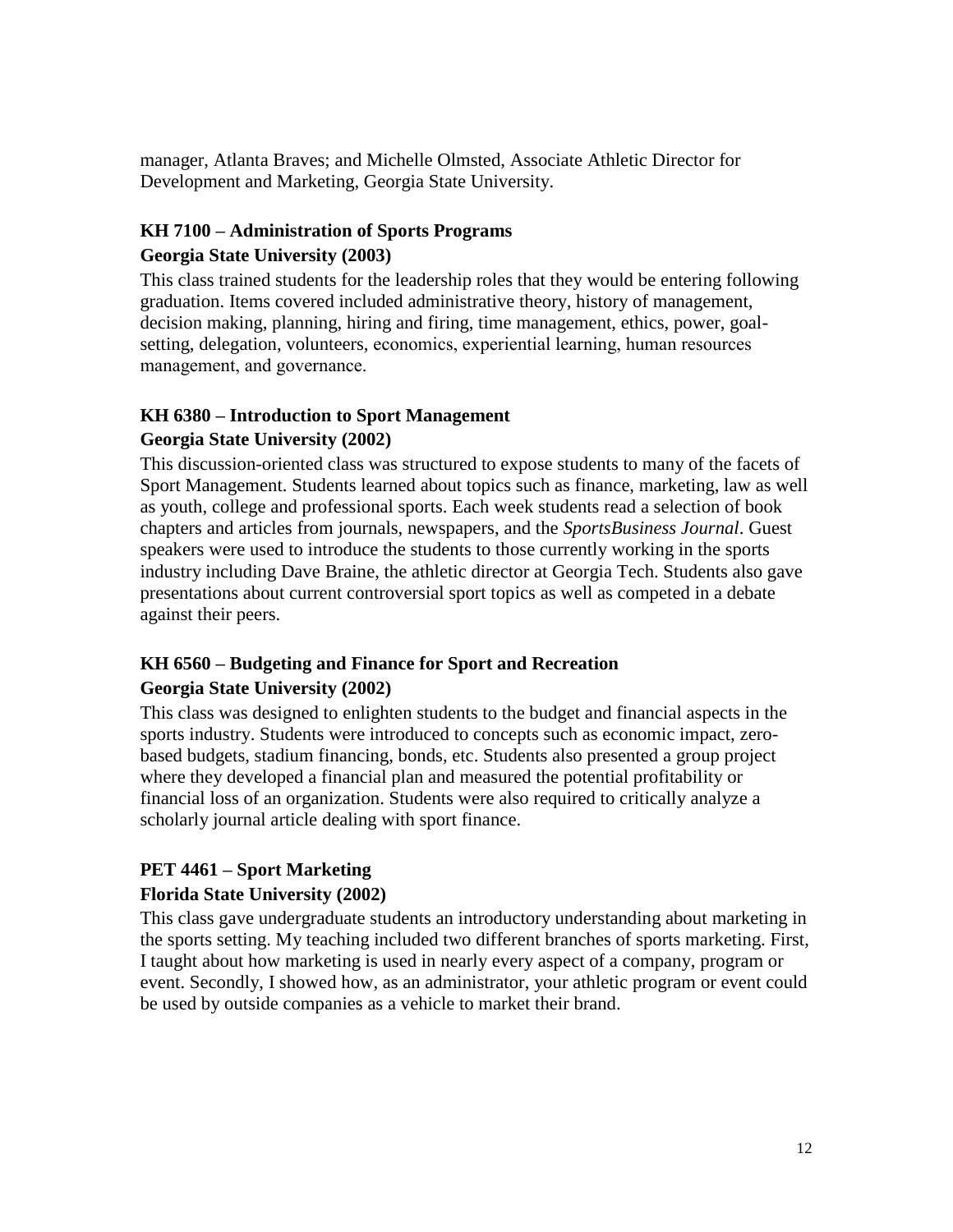manager, Atlanta Braves; and Michelle Olmsted, Associate Athletic Director for Development and Marketing, Georgia State University.

**KH 7100 – Administration of Sports Programs**
**Georgia State University (2003)**

This class trained students for the leadership roles that they would be entering following graduation. Items covered included administrative theory, history of management, decision making, planning, hiring and firing, time management, ethics, power, goal-setting, delegation, volunteers, economics, experiential learning, human resources management, and governance.

**KH 6380 – Introduction to Sport Management**
**Georgia State University (2002)**

This discussion-oriented class was structured to expose students to many of the facets of Sport Management. Students learned about topics such as finance, marketing, law as well as youth, college and professional sports. Each week students read a selection of book chapters and articles from journals, newspapers, and the *SportsBusiness Journal*. Guest speakers were used to introduce the students to those currently working in the sports industry including Dave Braine, the athletic director at Georgia Tech. Students also gave presentations about current controversial sport topics as well as competed in a debate against their peers.

**KH 6560 – Budgeting and Finance for Sport and Recreation**
**Georgia State University (2002)**

This class was designed to enlighten students to the budget and financial aspects in the sports industry. Students were introduced to concepts such as economic impact, zero-based budgets, stadium financing, bonds, etc. Students also presented a group project where they developed a financial plan and measured the potential profitability or financial loss of an organization. Students were also required to critically analyze a scholarly journal article dealing with sport finance.

**PET 4461 – Sport Marketing**
**Florida State University (2002)**

This class gave undergraduate students an introductory understanding about marketing in the sports setting. My teaching included two different branches of sports marketing. First, I taught about how marketing is used in nearly every aspect of a company, program or event. Secondly, I showed how, as an administrator, your athletic program or event could be used by outside companies as a vehicle to market their brand.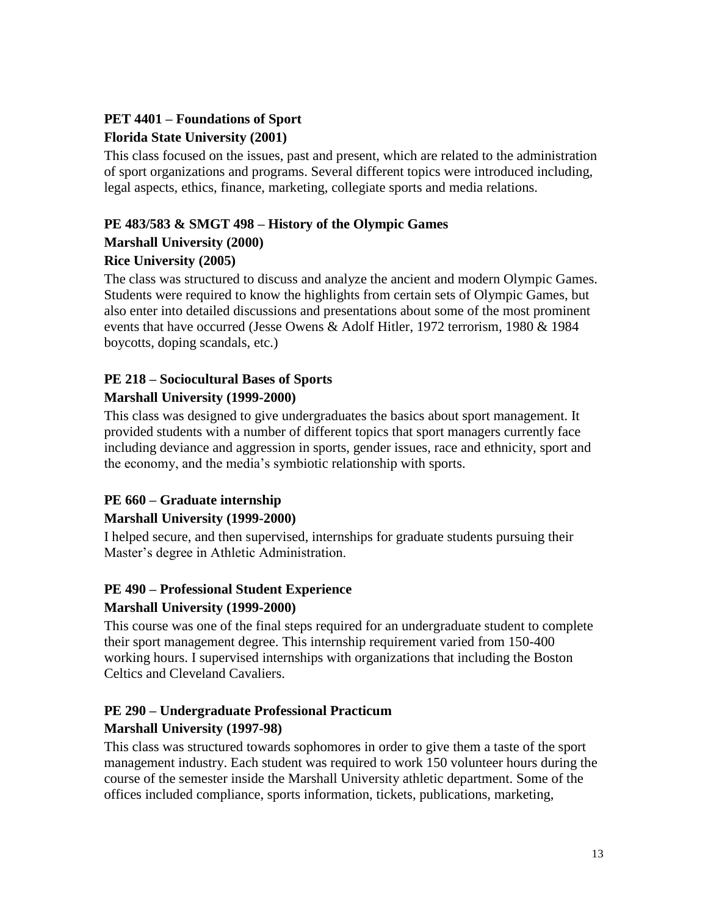**PET 4401 – Foundations of Sport**
**Florida State University (2001)**

This class focused on the issues, past and present, which are related to the administration of sport organizations and programs. Several different topics were introduced including, legal aspects, ethics, finance, marketing, collegiate sports and media relations.

**PE 483/583 & SMGT 498 – History of the Olympic Games**
**Marshall University (2000)**
**Rice University (2005)**

The class was structured to discuss and analyze the ancient and modern Olympic Games. Students were required to know the highlights from certain sets of Olympic Games, but also enter into detailed discussions and presentations about some of the most prominent events that have occurred (Jesse Owens & Adolf Hitler, 1972 terrorism, 1980 & 1984 boycotts, doping scandals, etc.)

**PE 218 – Sociocultural Bases of Sports**
**Marshall University (1999-2000)**

This class was designed to give undergraduates the basics about sport management. It provided students with a number of different topics that sport managers currently face including deviance and aggression in sports, gender issues, race and ethnicity, sport and the economy, and the media's symbiotic relationship with sports.

**PE 660 – Graduate internship**
**Marshall University (1999-2000)**

I helped secure, and then supervised, internships for graduate students pursuing their Master's degree in Athletic Administration.

**PE 490 – Professional Student Experience**
**Marshall University (1999-2000)**

This course was one of the final steps required for an undergraduate student to complete their sport management degree. This internship requirement varied from 150-400 working hours. I supervised internships with organizations that including the Boston Celtics and Cleveland Cavaliers.

**PE 290 – Undergraduate Professional Practicum**
**Marshall University (1997-98)**

This class was structured towards sophomores in order to give them a taste of the sport management industry. Each student was required to work 150 volunteer hours during the course of the semester inside the Marshall University athletic department. Some of the offices included compliance, sports information, tickets, publications, marketing,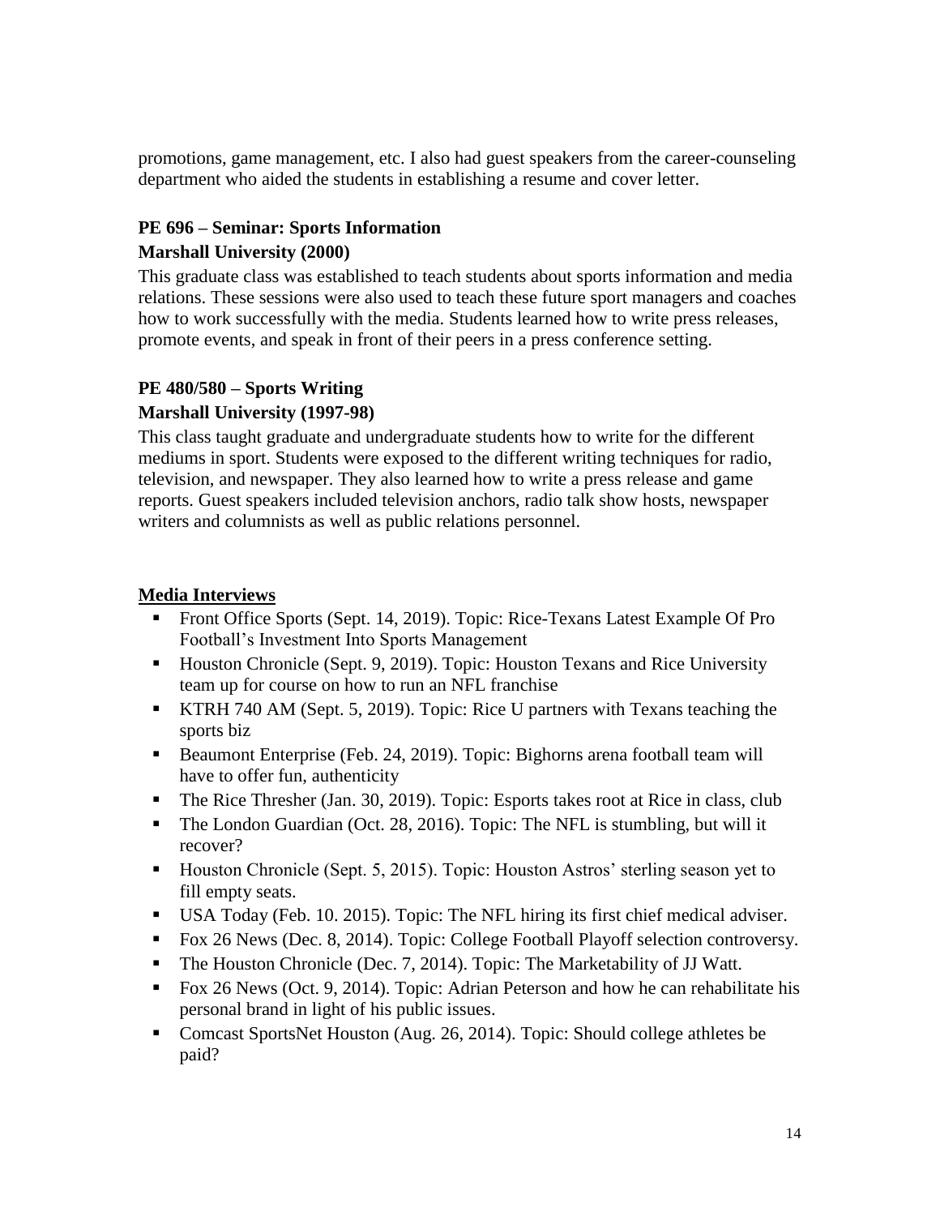promotions, game management, etc. I also had guest speakers from the career-counseling department who aided the students in establishing a resume and cover letter.

**PE 696 – Seminar: Sports Information**
**Marshall University (2000)**

This graduate class was established to teach students about sports information and media relations. These sessions were also used to teach these future sport managers and coaches how to work successfully with the media. Students learned how to write press releases, promote events, and speak in front of their peers in a press conference setting.

**PE 480/580 – Sports Writing**
**Marshall University (1997-98)**

This class taught graduate and undergraduate students how to write for the different mediums in sport. Students were exposed to the different writing techniques for radio, television, and newspaper. They also learned how to write a press release and game reports. Guest speakers included television anchors, radio talk show hosts, newspaper writers and columnists as well as public relations personnel.

## Media Interviews

- Front Office Sports (Sept. 14, 2019). Topic: Rice-Texans Latest Example Of Pro Football's Investment Into Sports Management
- Houston Chronicle (Sept. 9, 2019). Topic: Houston Texans and Rice University team up for course on how to run an NFL franchise
- KTRH 740 AM (Sept. 5, 2019). Topic: Rice U partners with Texans teaching the sports biz
- Beaumont Enterprise (Feb. 24, 2019). Topic: Bighorns arena football team will have to offer fun, authenticity
- The Rice Thresher (Jan. 30, 2019). Topic: Esports takes root at Rice in class, club
- The London Guardian (Oct. 28, 2016). Topic: The NFL is stumbling, but will it recover?
- Houston Chronicle (Sept. 5, 2015). Topic: Houston Astros' sterling season yet to fill empty seats.
- USA Today (Feb. 10. 2015). Topic: The NFL hiring its first chief medical adviser.
- Fox 26 News (Dec. 8, 2014). Topic: College Football Playoff selection controversy.
- The Houston Chronicle (Dec. 7, 2014). Topic: The Marketability of JJ Watt.
- Fox 26 News (Oct. 9, 2014). Topic: Adrian Peterson and how he can rehabilitate his personal brand in light of his public issues.
- Comcast SportsNet Houston (Aug. 26, 2014). Topic: Should college athletes be paid?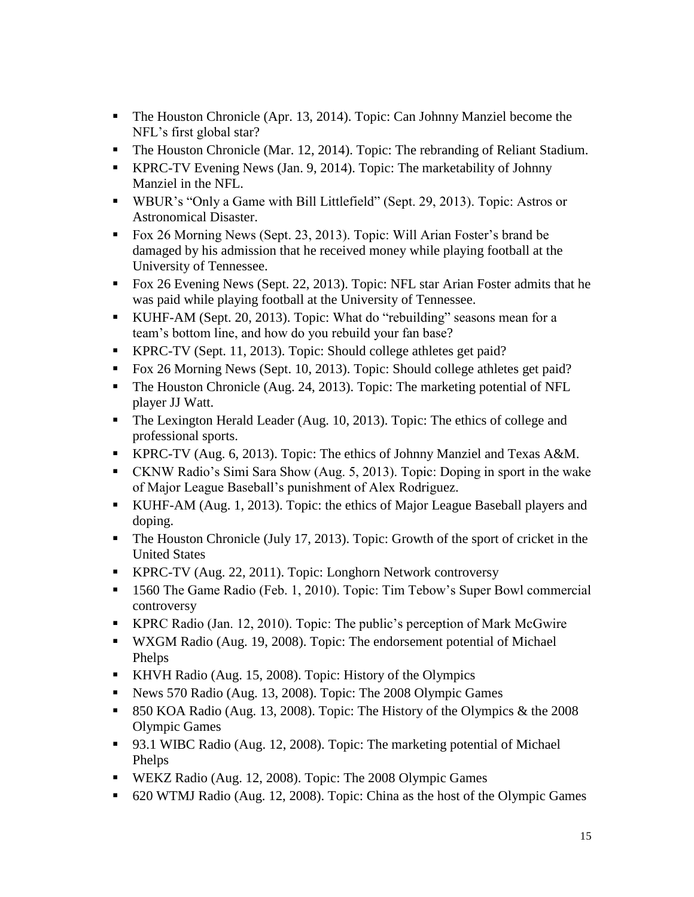- The Houston Chronicle (Apr. 13, 2014). Topic: Can Johnny Manziel become the NFL's first global star?
- The Houston Chronicle (Mar. 12, 2014). Topic: The rebranding of Reliant Stadium.
- KPRC-TV Evening News (Jan. 9, 2014). Topic: The marketability of Johnny Manziel in the NFL.
- WBUR's "Only a Game with Bill Littlefield" (Sept. 29, 2013). Topic: Astros or Astronomical Disaster.
- Fox 26 Morning News (Sept. 23, 2013). Topic: Will Arian Foster's brand be damaged by his admission that he received money while playing football at the University of Tennessee.
- Fox 26 Evening News (Sept. 22, 2013). Topic: NFL star Arian Foster admits that he was paid while playing football at the University of Tennessee.
- KUHF-AM (Sept. 20, 2013). Topic: What do "rebuilding" seasons mean for a team's bottom line, and how do you rebuild your fan base?
- KPRC-TV (Sept. 11, 2013). Topic: Should college athletes get paid?
- Fox 26 Morning News (Sept. 10, 2013). Topic: Should college athletes get paid?
- The Houston Chronicle (Aug. 24, 2013). Topic: The marketing potential of NFL player JJ Watt.
- The Lexington Herald Leader (Aug. 10, 2013). Topic: The ethics of college and professional sports.
- KPRC-TV (Aug. 6, 2013). Topic: The ethics of Johnny Manziel and Texas A&M.
- CKNW Radio's Simi Sara Show (Aug. 5, 2013). Topic: Doping in sport in the wake of Major League Baseball's punishment of Alex Rodriguez.
- KUHF-AM (Aug. 1, 2013). Topic: the ethics of Major League Baseball players and doping.
- The Houston Chronicle (July 17, 2013). Topic: Growth of the sport of cricket in the United States
- KPRC-TV (Aug. 22, 2011). Topic: Longhorn Network controversy
- 1560 The Game Radio (Feb. 1, 2010). Topic: Tim Tebow's Super Bowl commercial controversy
- KPRC Radio (Jan. 12, 2010). Topic: The public's perception of Mark McGwire
- WXGM Radio (Aug. 19, 2008). Topic: The endorsement potential of Michael Phelps
- KHVH Radio (Aug. 15, 2008). Topic: History of the Olympics
- News 570 Radio (Aug. 13, 2008). Topic: The 2008 Olympic Games
- 850 KOA Radio (Aug. 13, 2008). Topic: The History of the Olympics & the 2008 Olympic Games
- 93.1 WIBC Radio (Aug. 12, 2008). Topic: The marketing potential of Michael Phelps
- WEKZ Radio (Aug. 12, 2008). Topic: The 2008 Olympic Games
- 620 WTMJ Radio (Aug. 12, 2008). Topic: China as the host of the Olympic Games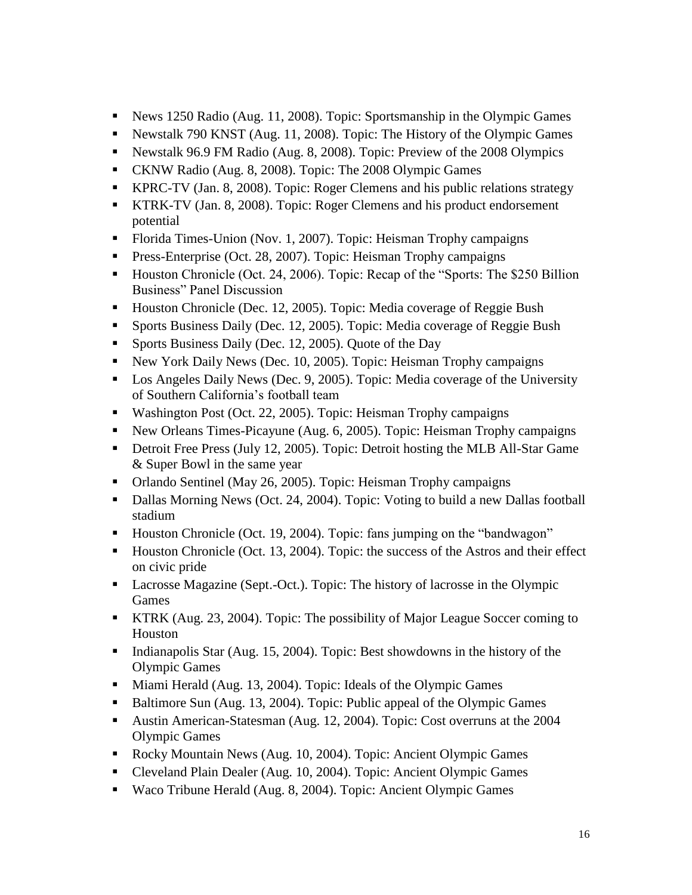- News 1250 Radio (Aug. 11, 2008). Topic: Sportsmanship in the Olympic Games
- Newstalk 790 KNST (Aug. 11, 2008). Topic: The History of the Olympic Games
- Newstalk 96.9 FM Radio (Aug. 8, 2008). Topic: Preview of the 2008 Olympics
- CKNW Radio (Aug. 8, 2008). Topic: The 2008 Olympic Games
- KPRC-TV (Jan. 8, 2008). Topic: Roger Clemens and his public relations strategy
- KTRK-TV (Jan. 8, 2008). Topic: Roger Clemens and his product endorsement potential
- Florida Times-Union (Nov. 1, 2007). Topic: Heisman Trophy campaigns
- Press-Enterprise (Oct. 28, 2007). Topic: Heisman Trophy campaigns
- Houston Chronicle (Oct. 24, 2006). Topic: Recap of the "Sports: The $250 Billion Business" Panel Discussion
- Houston Chronicle (Dec. 12, 2005). Topic: Media coverage of Reggie Bush
- Sports Business Daily (Dec. 12, 2005). Topic: Media coverage of Reggie Bush
- Sports Business Daily (Dec. 12, 2005). Quote of the Day
- New York Daily News (Dec. 10, 2005). Topic: Heisman Trophy campaigns
- Los Angeles Daily News (Dec. 9, 2005). Topic: Media coverage of the University of Southern California's football team
- Washington Post (Oct. 22, 2005). Topic: Heisman Trophy campaigns
- New Orleans Times-Picayune (Aug. 6, 2005). Topic: Heisman Trophy campaigns
- Detroit Free Press (July 12, 2005). Topic: Detroit hosting the MLB All-Star Game & Super Bowl in the same year
- Orlando Sentinel (May 26, 2005). Topic: Heisman Trophy campaigns
- Dallas Morning News (Oct. 24, 2004). Topic: Voting to build a new Dallas football stadium
- Houston Chronicle (Oct. 19, 2004). Topic: fans jumping on the "bandwagon"
- Houston Chronicle (Oct. 13, 2004). Topic: the success of the Astros and their effect on civic pride
- Lacrosse Magazine (Sept.-Oct.). Topic: The history of lacrosse in the Olympic Games
- KTRK (Aug. 23, 2004). Topic: The possibility of Major League Soccer coming to Houston
- Indianapolis Star (Aug. 15, 2004). Topic: Best showdowns in the history of the Olympic Games
- Miami Herald (Aug. 13, 2004). Topic: Ideals of the Olympic Games
- Baltimore Sun (Aug. 13, 2004). Topic: Public appeal of the Olympic Games
- Austin American-Statesman (Aug. 12, 2004). Topic: Cost overruns at the 2004 Olympic Games
- Rocky Mountain News (Aug. 10, 2004). Topic: Ancient Olympic Games
- Cleveland Plain Dealer (Aug. 10, 2004). Topic: Ancient Olympic Games
- Waco Tribune Herald (Aug. 8, 2004). Topic: Ancient Olympic Games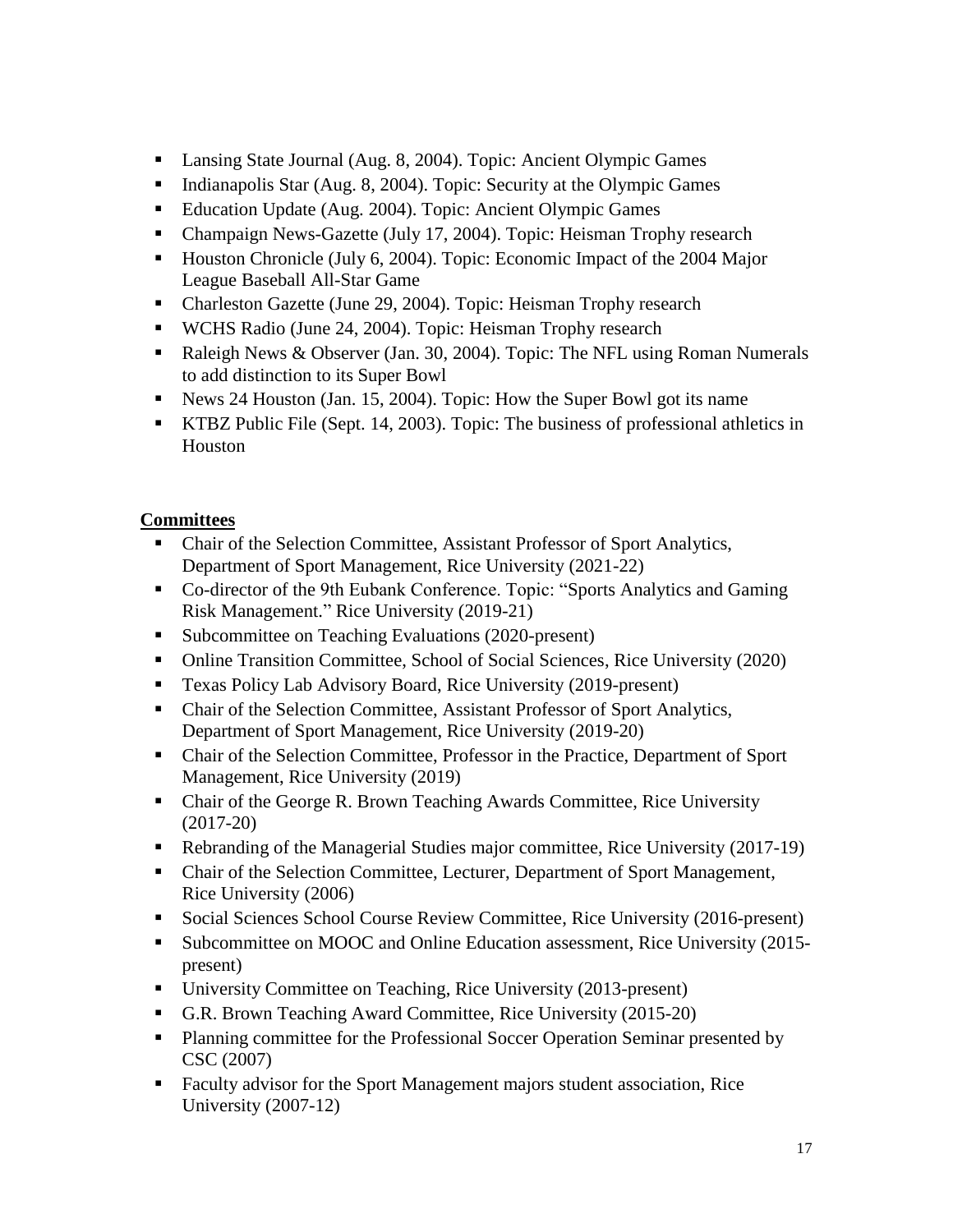- Lansing State Journal (Aug. 8, 2004). Topic: Ancient Olympic Games
- Indianapolis Star (Aug. 8, 2004). Topic: Security at the Olympic Games
- Education Update (Aug. 2004). Topic: Ancient Olympic Games
- Champaign News-Gazette (July 17, 2004). Topic: Heisman Trophy research
- Houston Chronicle (July 6, 2004). Topic: Economic Impact of the 2004 Major League Baseball All-Star Game
- Charleston Gazette (June 29, 2004). Topic: Heisman Trophy research
- WCHS Radio (June 24, 2004). Topic: Heisman Trophy research
- Raleigh News & Observer (Jan. 30, 2004). Topic: The NFL using Roman Numerals to add distinction to its Super Bowl
- News 24 Houston (Jan. 15, 2004). Topic: How the Super Bowl got its name
- KTBZ Public File (Sept. 14, 2003). Topic: The business of professional athletics in Houston

**Committees**

- Chair of the Selection Committee, Assistant Professor of Sport Analytics, Department of Sport Management, Rice University (2021-22)
- Co-director of the 9th Eubank Conference. Topic: "Sports Analytics and Gaming Risk Management." Rice University (2019-21)
- Subcommittee on Teaching Evaluations (2020-present)
- Online Transition Committee, School of Social Sciences, Rice University (2020)
- Texas Policy Lab Advisory Board, Rice University (2019-present)
- Chair of the Selection Committee, Assistant Professor of Sport Analytics, Department of Sport Management, Rice University (2019-20)
- Chair of the Selection Committee, Professor in the Practice, Department of Sport Management, Rice University (2019)
- Chair of the George R. Brown Teaching Awards Committee, Rice University (2017-20)
- Rebranding of the Managerial Studies major committee, Rice University (2017-19)
- Chair of the Selection Committee, Lecturer, Department of Sport Management, Rice University (2006)
- Social Sciences School Course Review Committee, Rice University (2016-present)
- Subcommittee on MOOC and Online Education assessment, Rice University (2015-present)
- University Committee on Teaching, Rice University (2013-present)
- G.R. Brown Teaching Award Committee, Rice University (2015-20)
- Planning committee for the Professional Soccer Operation Seminar presented by CSC (2007)
- Faculty advisor for the Sport Management majors student association, Rice University (2007-12)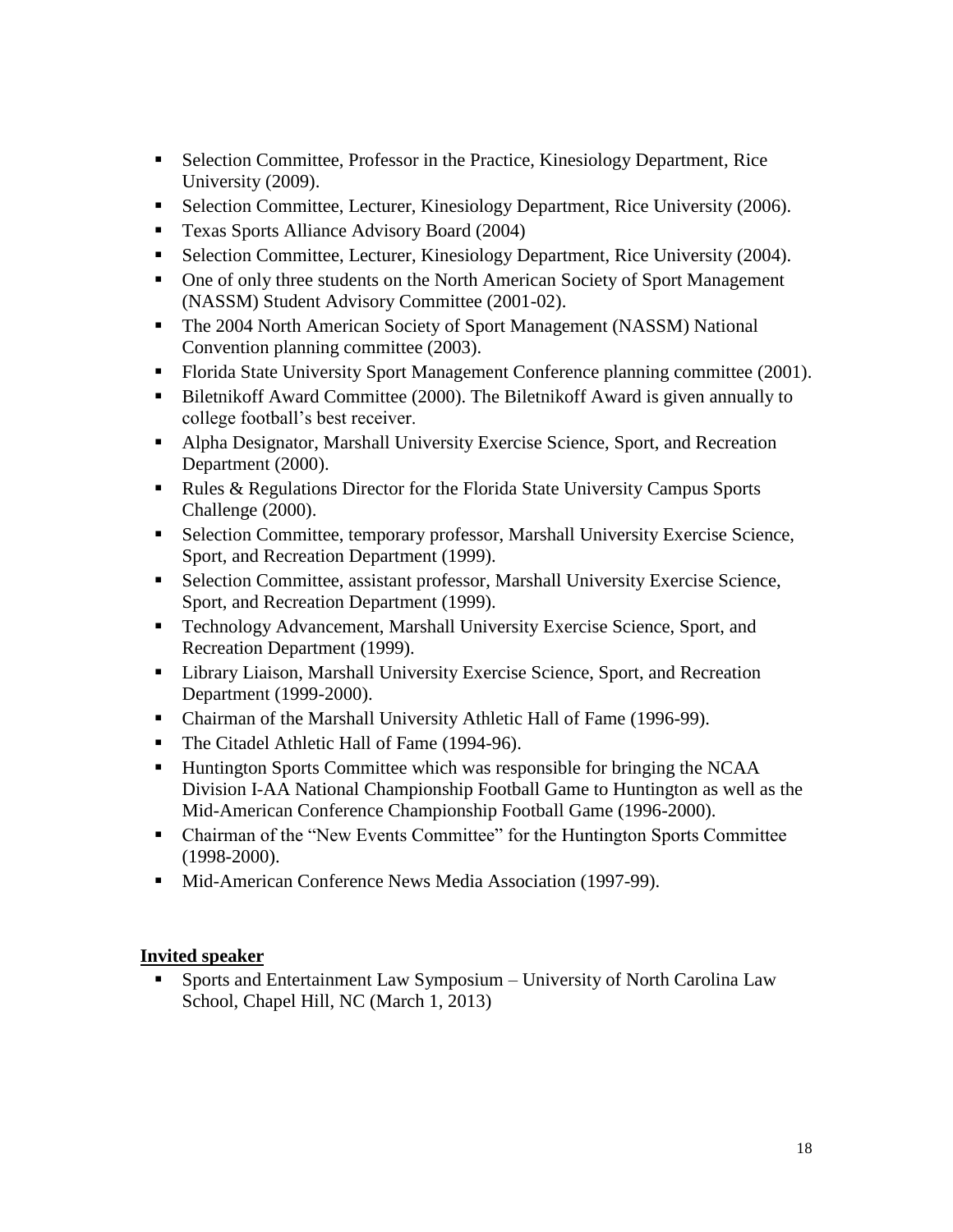- Selection Committee, Professor in the Practice, Kinesiology Department, Rice University (2009).
- Selection Committee, Lecturer, Kinesiology Department, Rice University (2006).
- Texas Sports Alliance Advisory Board (2004)
- Selection Committee, Lecturer, Kinesiology Department, Rice University (2004).
- One of only three students on the North American Society of Sport Management (NASSM) Student Advisory Committee (2001-02).
- The 2004 North American Society of Sport Management (NASSM) National Convention planning committee (2003).
- Florida State University Sport Management Conference planning committee (2001).
- Biletnikoff Award Committee (2000). The Biletnikoff Award is given annually to college football's best receiver.
- Alpha Designator, Marshall University Exercise Science, Sport, and Recreation Department (2000).
- Rules & Regulations Director for the Florida State University Campus Sports Challenge (2000).
- Selection Committee, temporary professor, Marshall University Exercise Science, Sport, and Recreation Department (1999).
- Selection Committee, assistant professor, Marshall University Exercise Science, Sport, and Recreation Department (1999).
- Technology Advancement, Marshall University Exercise Science, Sport, and Recreation Department (1999).
- Library Liaison, Marshall University Exercise Science, Sport, and Recreation Department (1999-2000).
- Chairman of the Marshall University Athletic Hall of Fame (1996-99).
- The Citadel Athletic Hall of Fame (1994-96).
- Huntington Sports Committee which was responsible for bringing the NCAA Division I-AA National Championship Football Game to Huntington as well as the Mid-American Conference Championship Football Game (1996-2000).
- Chairman of the "New Events Committee" for the Huntington Sports Committee (1998-2000).
- Mid-American Conference News Media Association (1997-99).

**Invited speaker**

- Sports and Entertainment Law Symposium – University of North Carolina Law School, Chapel Hill, NC (March 1, 2013)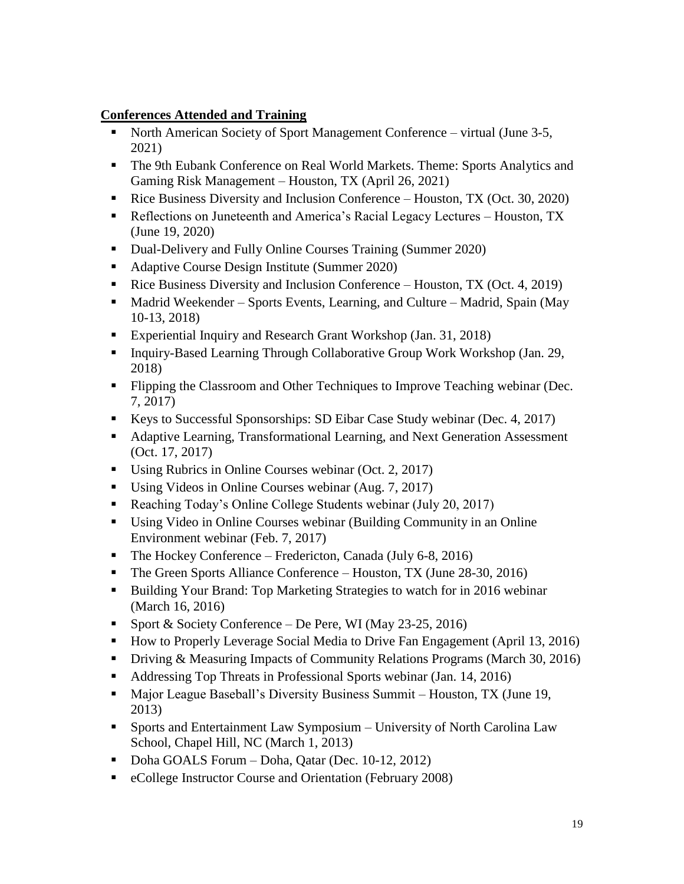**Conferences Attended and Training**

- North American Society of Sport Management Conference – virtual (June 3-5, 2021)
- The 9th Eubank Conference on Real World Markets. Theme: Sports Analytics and Gaming Risk Management – Houston, TX (April 26, 2021)
- Rice Business Diversity and Inclusion Conference – Houston, TX (Oct. 30, 2020)
- Reflections on Juneteenth and America's Racial Legacy Lectures – Houston, TX (June 19, 2020)
- Dual-Delivery and Fully Online Courses Training (Summer 2020)
- Adaptive Course Design Institute (Summer 2020)
- Rice Business Diversity and Inclusion Conference – Houston, TX (Oct. 4, 2019)
- Madrid Weekender – Sports Events, Learning, and Culture – Madrid, Spain (May 10-13, 2018)
- Experiential Inquiry and Research Grant Workshop (Jan. 31, 2018)
- Inquiry-Based Learning Through Collaborative Group Work Workshop (Jan. 29, 2018)
- Flipping the Classroom and Other Techniques to Improve Teaching webinar (Dec. 7, 2017)
- Keys to Successful Sponsorships: SD Eibar Case Study webinar (Dec. 4, 2017)
- Adaptive Learning, Transformational Learning, and Next Generation Assessment (Oct. 17, 2017)
- Using Rubrics in Online Courses webinar (Oct. 2, 2017)
- Using Videos in Online Courses webinar (Aug. 7, 2017)
- Reaching Today's Online College Students webinar (July 20, 2017)
- Using Video in Online Courses webinar (Building Community in an Online Environment webinar (Feb. 7, 2017)
- The Hockey Conference – Fredericton, Canada (July 6-8, 2016)
- The Green Sports Alliance Conference – Houston, TX (June 28-30, 2016)
- Building Your Brand: Top Marketing Strategies to watch for in 2016 webinar (March 16, 2016)
- Sport & Society Conference – De Pere, WI (May 23-25, 2016)
- How to Properly Leverage Social Media to Drive Fan Engagement (April 13, 2016)
- Driving & Measuring Impacts of Community Relations Programs (March 30, 2016)
- Addressing Top Threats in Professional Sports webinar (Jan. 14, 2016)
- Major League Baseball's Diversity Business Summit – Houston, TX (June 19, 2013)
- Sports and Entertainment Law Symposium – University of North Carolina Law School, Chapel Hill, NC (March 1, 2013)
- Doha GOALS Forum – Doha, Qatar (Dec. 10-12, 2012)
- eCollege Instructor Course and Orientation (February 2008)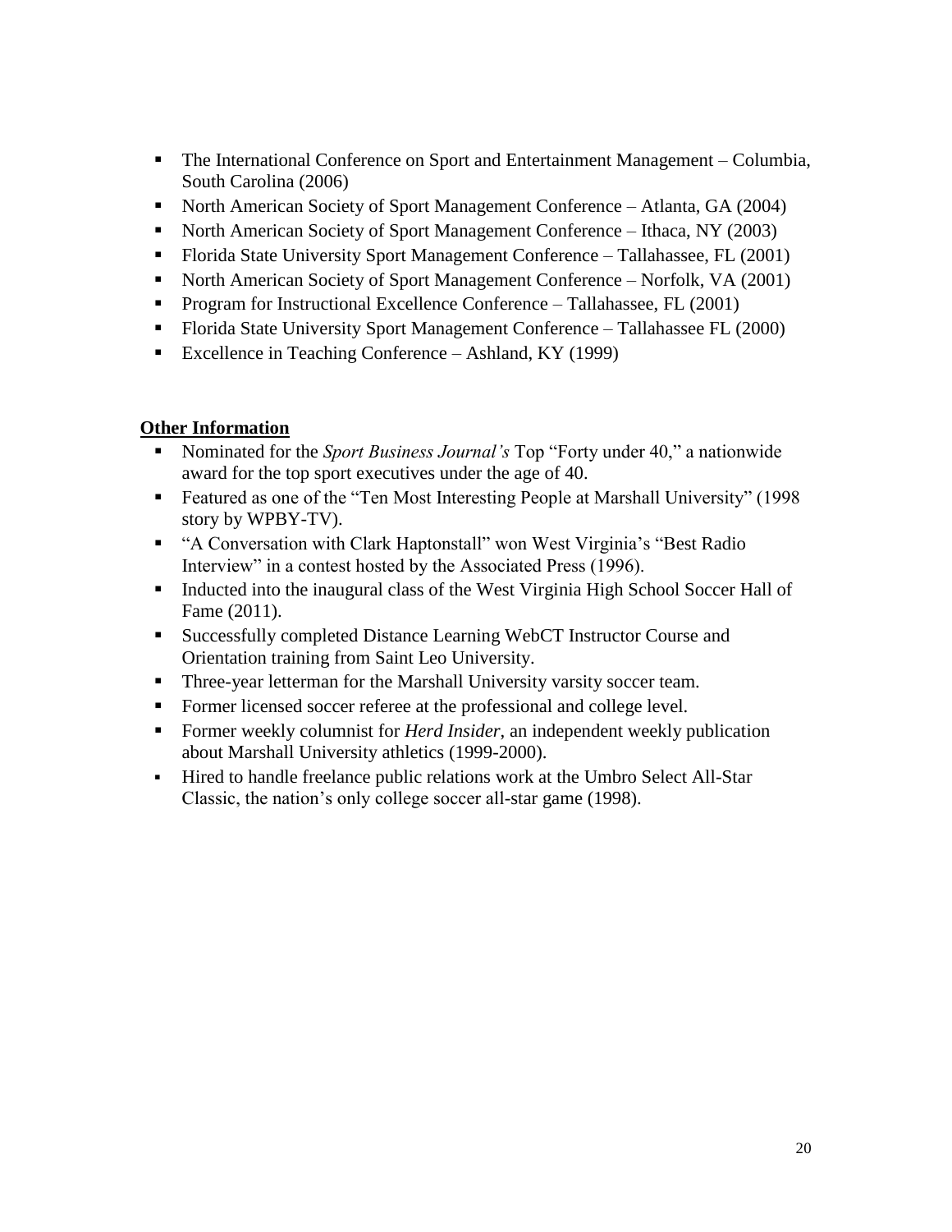- The International Conference on Sport and Entertainment Management – Columbia, South Carolina (2006)
- North American Society of Sport Management Conference – Atlanta, GA (2004)
- North American Society of Sport Management Conference – Ithaca, NY (2003)
- Florida State University Sport Management Conference – Tallahassee, FL (2001)
- North American Society of Sport Management Conference – Norfolk, VA (2001)
- Program for Instructional Excellence Conference – Tallahassee, FL (2001)
- Florida State University Sport Management Conference – Tallahassee FL (2000)
- Excellence in Teaching Conference – Ashland, KY (1999)

**Other Information**

- Nominated for the *Sport Business Journal's* Top "Forty under 40," a nationwide award for the top sport executives under the age of 40.
- Featured as one of the "Ten Most Interesting People at Marshall University" (1998 story by WPBY-TV).
- "A Conversation with Clark Haptonstall" won West Virginia's "Best Radio Interview" in a contest hosted by the Associated Press (1996).
- Inducted into the inaugural class of the West Virginia High School Soccer Hall of Fame (2011).
- Successfully completed Distance Learning WebCT Instructor Course and Orientation training from Saint Leo University.
- Three-year letterman for the Marshall University varsity soccer team.
- Former licensed soccer referee at the professional and college level.
- Former weekly columnist for *Herd Insider*, an independent weekly publication about Marshall University athletics (1999-2000).
- Hired to handle freelance public relations work at the Umbro Select All-Star Classic, the nation's only college soccer all-star game (1998).